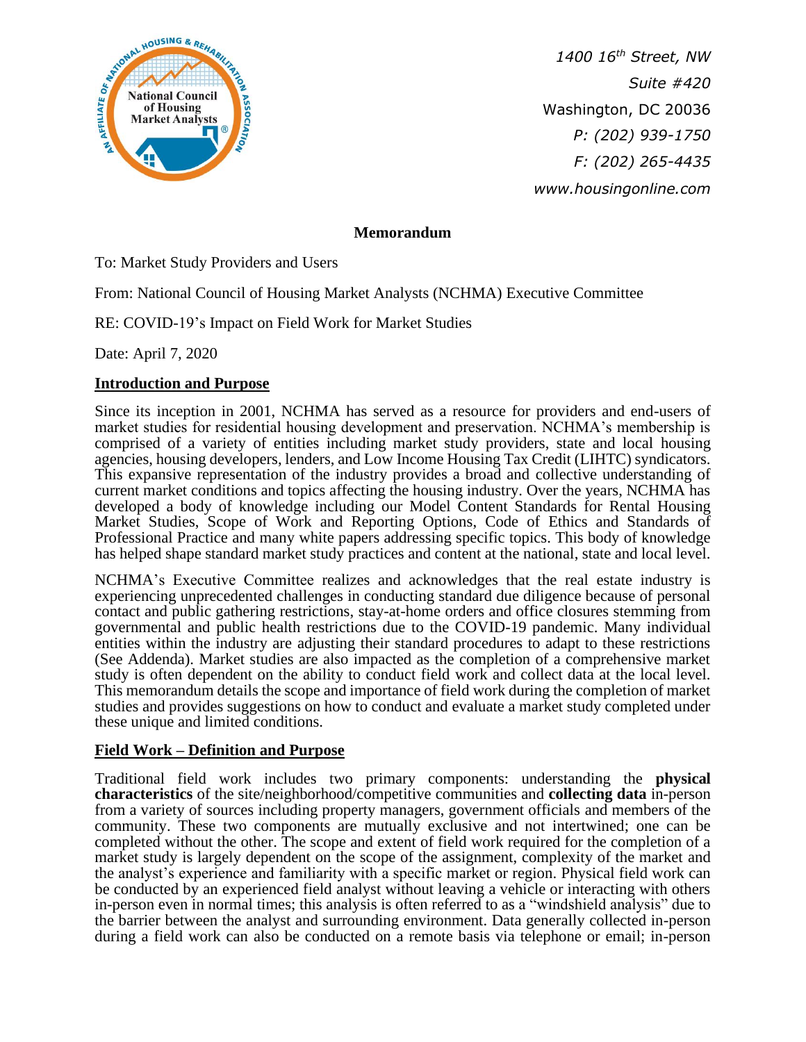1400 16th Street, NW
Suite #420
Washington, DC 20036
P: (202) 939-1750
F: (202) 265-4435
www.housingonline.com

## Memorandum

To: Market Study Providers and Users

From: National Council of Housing Market Analysts (NCHMA) Executive Committee

RE: COVID-19's Impact on Field Work for Market Studies

Date: April 7, 2020

### Introduction and Purpose

Since its inception in 2001, NCHMA has served as a resource for providers and end-users of market studies for residential housing development and preservation. NCHMA's membership is comprised of a variety of entities including market study providers, state and local housing agencies, housing developers, lenders, and Low Income Housing Tax Credit (LIHTC) syndicators. This expansive representation of the industry provides a broad and collective understanding of current market conditions and topics affecting the housing industry. Over the years, NCHMA has developed a body of knowledge including our Model Content Standards for Rental Housing Market Studies, Scope of Work and Reporting Options, Code of Ethics and Standards of Professional Practice and many white papers addressing specific topics. This body of knowledge has helped shape standard market study practices and content at the national, state and local level.

NCHMA's Executive Committee realizes and acknowledges that the real estate industry is experiencing unprecedented challenges in conducting standard due diligence because of personal contact and public gathering restrictions, stay-at-home orders and office closures stemming from governmental and public health restrictions due to the COVID-19 pandemic. Many individual entities within the industry are adjusting their standard procedures to adapt to these restrictions (See Addenda). Market studies are also impacted as the completion of a comprehensive market study is often dependent on the ability to conduct field work and collect data at the local level. This memorandum details the scope and importance of field work during the completion of market studies and provides suggestions on how to conduct and evaluate a market study completed under these unique and limited conditions.

### Field Work – Definition and Purpose

Traditional field work includes two primary components: understanding the **physical characteristics** of the site/neighborhood/competitive communities and **collecting data** in-person from a variety of sources including property managers, government officials and members of the community. These two components are mutually exclusive and not intertwined; one can be completed without the other. The scope and extent of field work required for the completion of a market study is largely dependent on the scope of the assignment, complexity of the market and the analyst's experience and familiarity with a specific market or region. Physical field work can be conducted by an experienced field analyst without leaving a vehicle or interacting with others in-person even in normal times; this analysis is often referred to as a "windshield analysis" due to the barrier between the analyst and surrounding environment. Data generally collected in-person during a field work can also be conducted on a remote basis via telephone or email; in-person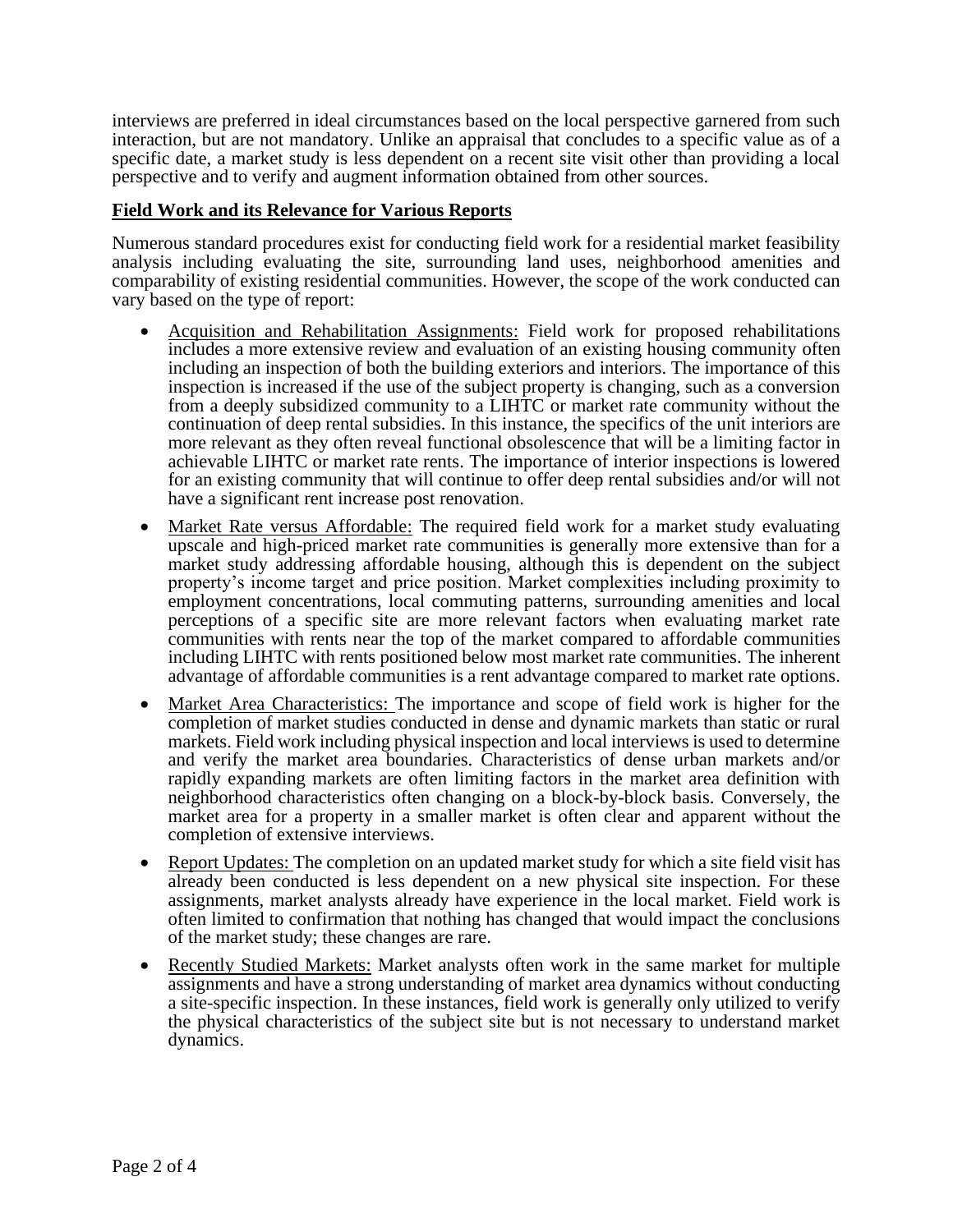interviews are preferred in ideal circumstances based on the local perspective garnered from such interaction, but are not mandatory. Unlike an appraisal that concludes to a specific value as of a specific date, a market study is less dependent on a recent site visit other than providing a local perspective and to verify and augment information obtained from other sources.

## Field Work and its Relevance for Various Reports

Numerous standard procedures exist for conducting field work for a residential market feasibility analysis including evaluating the site, surrounding land uses, neighborhood amenities and comparability of existing residential communities. However, the scope of the work conducted can vary based on the type of report:

- Acquisition and Rehabilitation Assignments: Field work for proposed rehabilitations includes a more extensive review and evaluation of an existing housing community often including an inspection of both the building exteriors and interiors. The importance of this inspection is increased if the use of the subject property is changing, such as a conversion from a deeply subsidized community to a LIHTC or market rate community without the continuation of deep rental subsidies. In this instance, the specifics of the unit interiors are more relevant as they often reveal functional obsolescence that will be a limiting factor in achievable LIHTC or market rate rents. The importance of interior inspections is lowered for an existing community that will continue to offer deep rental subsidies and/or will not have a significant rent increase post renovation.
- Market Rate versus Affordable: The required field work for a market study evaluating upscale and high-priced market rate communities is generally more extensive than for a market study addressing affordable housing, although this is dependent on the subject property's income target and price position. Market complexities including proximity to employment concentrations, local commuting patterns, surrounding amenities and local perceptions of a specific site are more relevant factors when evaluating market rate communities with rents near the top of the market compared to affordable communities including LIHTC with rents positioned below most market rate communities. The inherent advantage of affordable communities is a rent advantage compared to market rate options.
- Market Area Characteristics: The importance and scope of field work is higher for the completion of market studies conducted in dense and dynamic markets than static or rural markets. Field work including physical inspection and local interviews is used to determine and verify the market area boundaries. Characteristics of dense urban markets and/or rapidly expanding markets are often limiting factors in the market area definition with neighborhood characteristics often changing on a block-by-block basis. Conversely, the market area for a property in a smaller market is often clear and apparent without the completion of extensive interviews.
- Report Updates: The completion on an updated market study for which a site field visit has already been conducted is less dependent on a new physical site inspection. For these assignments, market analysts already have experience in the local market. Field work is often limited to confirmation that nothing has changed that would impact the conclusions of the market study; these changes are rare.
- Recently Studied Markets: Market analysts often work in the same market for multiple assignments and have a strong understanding of market area dynamics without conducting a site-specific inspection. In these instances, field work is generally only utilized to verify the physical characteristics of the subject site but is not necessary to understand market dynamics.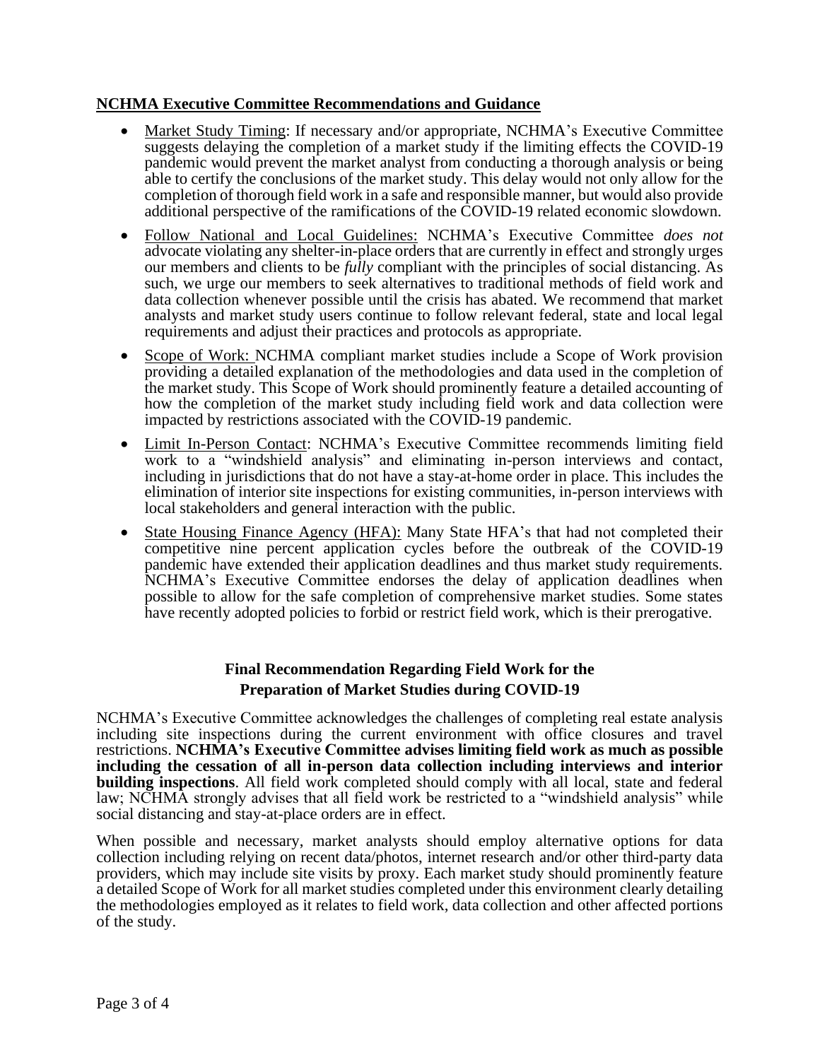## NCHMA Executive Committee Recommendations and Guidance

- Market Study Timing: If necessary and/or appropriate, NCHMA's Executive Committee suggests delaying the completion of a market study if the limiting effects the COVID-19 pandemic would prevent the market analyst from conducting a thorough analysis or being able to certify the conclusions of the market study. This delay would not only allow for the completion of thorough field work in a safe and responsible manner, but would also provide additional perspective of the ramifications of the COVID-19 related economic slowdown.
- Follow National and Local Guidelines: NCHMA's Executive Committee *does not* advocate violating any shelter-in-place orders that are currently in effect and strongly urges our members and clients to be *fully* compliant with the principles of social distancing. As such, we urge our members to seek alternatives to traditional methods of field work and data collection whenever possible until the crisis has abated. We recommend that market analysts and market study users continue to follow relevant federal, state and local legal requirements and adjust their practices and protocols as appropriate.
- Scope of Work: NCHMA compliant market studies include a Scope of Work provision providing a detailed explanation of the methodologies and data used in the completion of the market study. This Scope of Work should prominently feature a detailed accounting of how the completion of the market study including field work and data collection were impacted by restrictions associated with the COVID-19 pandemic.
- Limit In-Person Contact: NCHMA's Executive Committee recommends limiting field work to a "windshield analysis" and eliminating in-person interviews and contact, including in jurisdictions that do not have a stay-at-home order in place. This includes the elimination of interior site inspections for existing communities, in-person interviews with local stakeholders and general interaction with the public.
- State Housing Finance Agency (HFA): Many State HFA's that had not completed their competitive nine percent application cycles before the outbreak of the COVID-19 pandemic have extended their application deadlines and thus market study requirements. NCHMA's Executive Committee endorses the delay of application deadlines when possible to allow for the safe completion of comprehensive market studies. Some states have recently adopted policies to forbid or restrict field work, which is their prerogative.

### Final Recommendation Regarding Field Work for the Preparation of Market Studies during COVID-19

NCHMA's Executive Committee acknowledges the challenges of completing real estate analysis including site inspections during the current environment with office closures and travel restrictions. **NCHMA's Executive Committee advises limiting field work as much as possible including the cessation of all in-person data collection including interviews and interior building inspections**. All field work completed should comply with all local, state and federal law; NCHMA strongly advises that all field work be restricted to a "windshield analysis" while social distancing and stay-at-place orders are in effect.

When possible and necessary, market analysts should employ alternative options for data collection including relying on recent data/photos, internet research and/or other third-party data providers, which may include site visits by proxy. Each market study should prominently feature a detailed Scope of Work for all market studies completed under this environment clearly detailing the methodologies employed as it relates to field work, data collection and other affected portions of the study.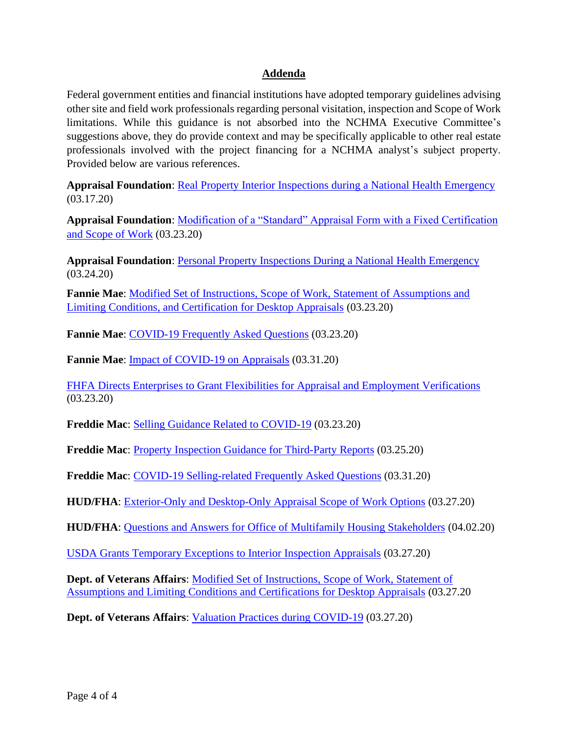## Addenda

Federal government entities and financial institutions have adopted temporary guidelines advising other site and field work professionals regarding personal visitation, inspection and Scope of Work limitations. While this guidance is not absorbed into the NCHMA Executive Committee's suggestions above, they do provide context and may be specifically applicable to other real estate professionals involved with the project financing for a NCHMA analyst's subject property. Provided below are various references.

**Appraisal Foundation**: Real Property Interior Inspections during a National Health Emergency (03.17.20)

**Appraisal Foundation**: Modification of a "Standard" Appraisal Form with a Fixed Certification and Scope of Work (03.23.20)

**Appraisal Foundation**: Personal Property Inspections During a National Health Emergency (03.24.20)

**Fannie Mae**: Modified Set of Instructions, Scope of Work, Statement of Assumptions and Limiting Conditions, and Certification for Desktop Appraisals (03.23.20)

**Fannie Mae**: COVID-19 Frequently Asked Questions (03.23.20)

**Fannie Mae**: Impact of COVID-19 on Appraisals (03.31.20)

FHFA Directs Enterprises to Grant Flexibilities for Appraisal and Employment Verifications (03.23.20)

**Freddie Mac**: Selling Guidance Related to COVID-19 (03.23.20)

**Freddie Mac**: Property Inspection Guidance for Third-Party Reports (03.25.20)

**Freddie Mac**: COVID-19 Selling-related Frequently Asked Questions (03.31.20)

**HUD/FHA**: Exterior-Only and Desktop-Only Appraisal Scope of Work Options (03.27.20)

**HUD/FHA**: Questions and Answers for Office of Multifamily Housing Stakeholders (04.02.20)

USDA Grants Temporary Exceptions to Interior Inspection Appraisals (03.27.20)

**Dept. of Veterans Affairs**: Modified Set of Instructions, Scope of Work, Statement of Assumptions and Limiting Conditions and Certifications for Desktop Appraisals (03.27.20

**Dept. of Veterans Affairs**: Valuation Practices during COVID-19 (03.27.20)